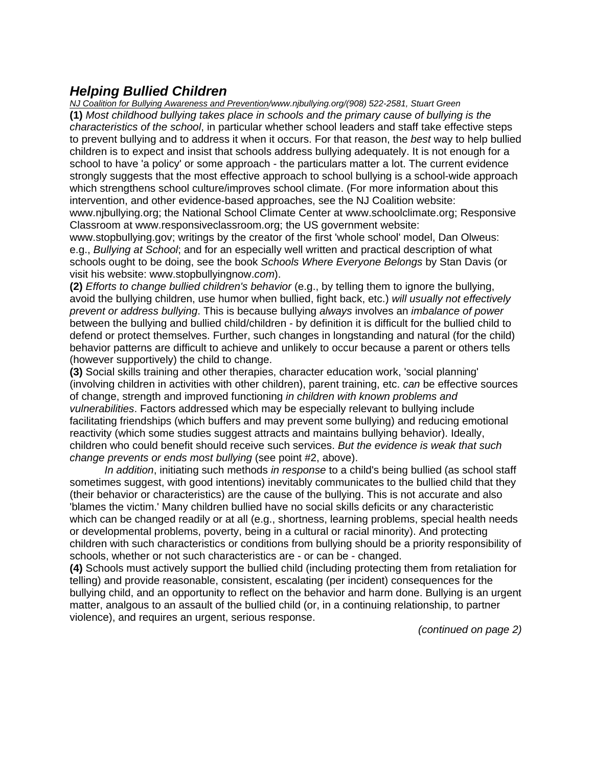## *Helping Bullied Children*

NJ Coalition for Bullying Awareness and Prevention/www.njbullying.org/(908) 522-2581, *Stuart Green*

**(1)** *Most childhood bullying takes place in schools and the primary cause of bullying is the characteristics of the school*, in particular whether school leaders and staff take effective steps to prevent bullying and to address it when it occurs. For that reason, the *best* way to help bullied children is to expect and insist that schools address bullying adequately. It is not enough for a school to have 'a policy' or some approach - the particulars matter a lot. The current evidence strongly suggests that the most effective approach to school bullying is a school-wide approach which strengthens school culture/improves school climate. (For more information about this intervention, and other evidence-based approaches, see the NJ Coalition website: www.njbullying.org; the National School Climate Center at www.schoolclimate.org; Responsive Classroom at www.responsiveclassroom.org; the US government website: www.stopbullying.gov; writings by the creator of the first 'whole school' model, Dan Olweus: e.g., *Bullying at School*; and for an especially well written and practical description of what schools ought to be doing, see the book *Schools Where Everyone Belongs* by Stan Davis (or visit his website: www.stopbullyingnow.*com*).

**(2)** *Efforts to change bullied children's behavior* (e.g., by telling them to ignore the bullying, avoid the bullying children, use humor when bullied, fight back, etc.) *will usually not effectively prevent or address bullying*. This is because bullying *always* involves an *imbalance of power* between the bullying and bullied child/children - by definition it is difficult for the bullied child to defend or protect themselves. Further, such changes in longstanding and natural (for the child) behavior patterns are difficult to achieve and unlikely to occur because a parent or others tells (however supportively) the child to change.

**(3)** Social skills training and other therapies, character education work, 'social planning' (involving children in activities with other children), parent training, etc. *can* be effective sources of change, strength and improved functioning *in children with known problems and vulnerabilities*. Factors addressed which may be especially relevant to bullying include facilitating friendships (which buffers and may prevent some bullying) and reducing emotional reactivity (which some studies suggest attracts and maintains bullying behavior). Ideally, children who could benefit should receive such services. *But the evidence is weak that such change prevents or ends most bullying* (see point #2, above).

*In addition*, initiating such methods *in response* to a child's being bullied (as school staff sometimes suggest, with good intentions) inevitably communicates to the bullied child that they (their behavior or characteristics) are the cause of the bullying. This is not accurate and also 'blames the victim.' Many children bullied have no social skills deficits or any characteristic which can be changed readily or at all (e.g., shortness, learning problems, special health needs or developmental problems, poverty, being in a cultural or racial minority). And protecting children with such characteristics or conditions from bullying should be a priority responsibility of schools, whether or not such characteristics are - or can be - changed.

**(4)** Schools must actively support the bullied child (including protecting them from retaliation for telling) and provide reasonable, consistent, escalating (per incident) consequences for the bullying child, and an opportunity to reflect on the behavior and harm done. Bullying is an urgent matter, analgous to an assault of the bullied child (or, in a continuing relationship, to partner violence), and requires an urgent, serious response.

*(continued on page 2)*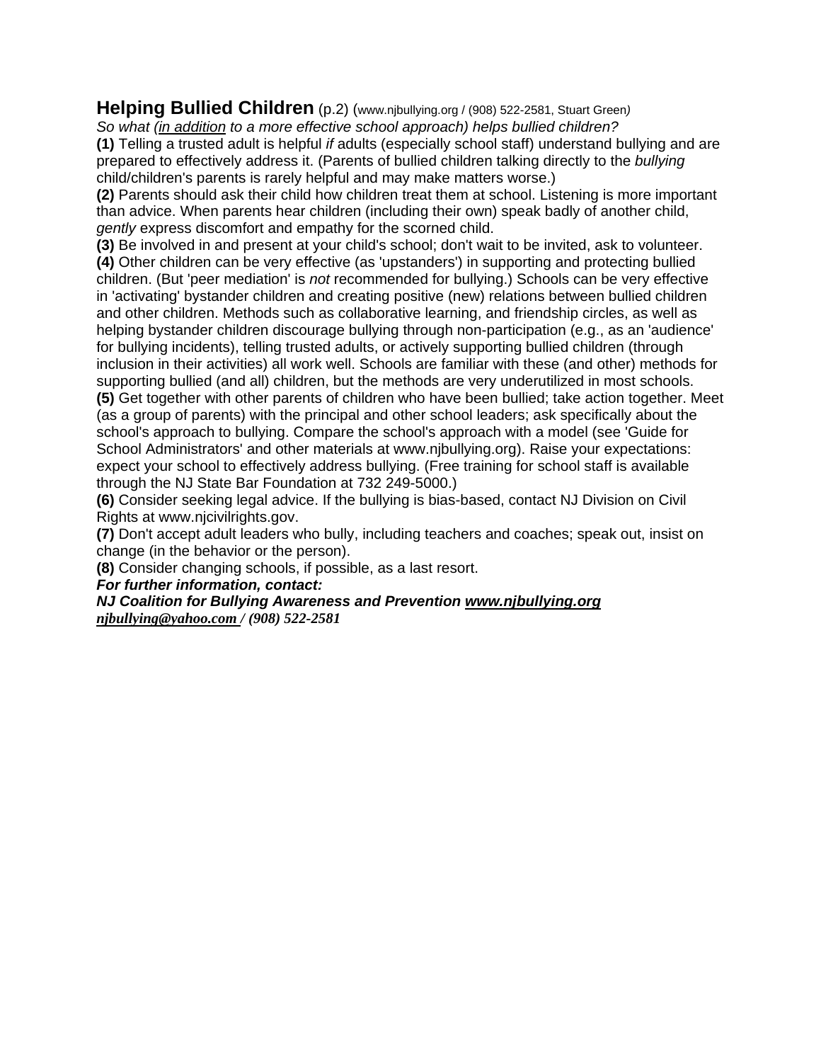## **Helping Bullied Children** (p.2) (www.njbullying.org / (908) 522-2581, Stuart Green*)*

*So what (<u>in addition</u> to a more effective school approach) helps bullied children?*

**(1)** Telling a trusted adult is helpful *if* adults (especially school staff) understand bullying and are prepared to effectively address it. (Parents of bullied children talking directly to the *bullying* child/children's parents is rarely helpful and may make matters worse.)

**(2)** Parents should ask their child how children treat them at school. Listening is more important than advice. When parents hear children (including their own) speak badly of another child, *gently* express discomfort and empathy for the scorned child.

**(3)** Be involved in and present at your child's school; don't wait to be invited, ask to volunteer.

**(4)** Other children can be very effective (as 'upstanders') in supporting and protecting bullied children. (But 'peer mediation' is *not* recommended for bullying.) Schools can be very effective in 'activating' bystander children and creating positive (new) relations between bullied children and other children. Methods such as collaborative learning, and friendship circles, as well as helping bystander children discourage bullying through non-participation (e.g., as an 'audience' for bullying incidents), telling trusted adults, or actively supporting bullied children (through inclusion in their activities) all work well. Schools are familiar with these (and other) methods for supporting bullied (and all) children, but the methods are very underutilized in most schools.

**(5)** Get together with other parents of children who have been bullied; take action together. Meet (as a group of parents) with the principal and other school leaders; ask specifically about the school's approach to bullying. Compare the school's approach with a model (see 'Guide for School Administrators' and other materials at www.njbullying.org). Raise your expectations: expect your school to effectively address bullying. (Free training for school staff is available through the NJ State Bar Foundation at 732 249-5000.)

**(6)** Consider seeking legal advice. If the bullying is bias-based, contact NJ Division on Civil Rights at www.njcivilrights.gov.

**(7)** Don't accept adult leaders who bully, including teachers and coaches; speak out, insist on change (in the behavior or the person).

**(8)** Consider changing schools, if possible, as a last resort.

***For further information, contact:***

***NJ Coalition for Bullying Awareness and Prevention <u>www.njbullying.org</u>***

***<u>njbullying@yahoo.com</u> / (908) 522-2581***